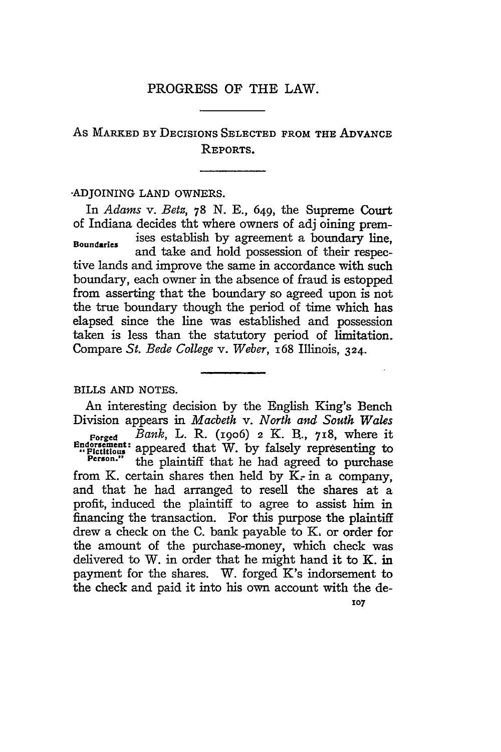# PROGRESS OF THE LAW.

## As Marked by Decisions Selected from the Advance Reports.

### ADJOINING LAND OWNERS.

Boundaries

In *Adams* v. *Betz*, 78 N. E., 649, the Supreme Court of Indiana decides tht where owners of adj oining premises establish by agreement a boundary line, and take and hold possession of their respective lands and improve the same in accordance with such boundary, each owner in the absence of fraud is estopped from asserting that the boundary so agreed upon is not the true boundary though the period of time which has elapsed since the line was established and possession taken is less than the statutory period of limitation. Compare *St. Bede College* v. *Weber*, 168 Illinois, 324.

### BILLS AND NOTES.

Forged Endorsement: "Fictitious Person."

An interesting decision by the English King's Bench Division appears in *Macbeth* v. *North and South Wales Bank*, L. R. (1906) 2 K. B., 718, where it appeared that W. by falsely representing to the plaintiff that he had agreed to purchase from K. certain shares then held by K. in a company, and that he had arranged to resell the shares at a profit, induced the plaintiff to agree to assist him in financing the transaction. For this purpose the plaintiff drew a check on the C. bank payable to K. or order for the amount of the purchase-money, which check was delivered to W. in order that he might hand it to K. in payment for the shares. W. forged K's indorsement to the check and paid it into his own account with the de-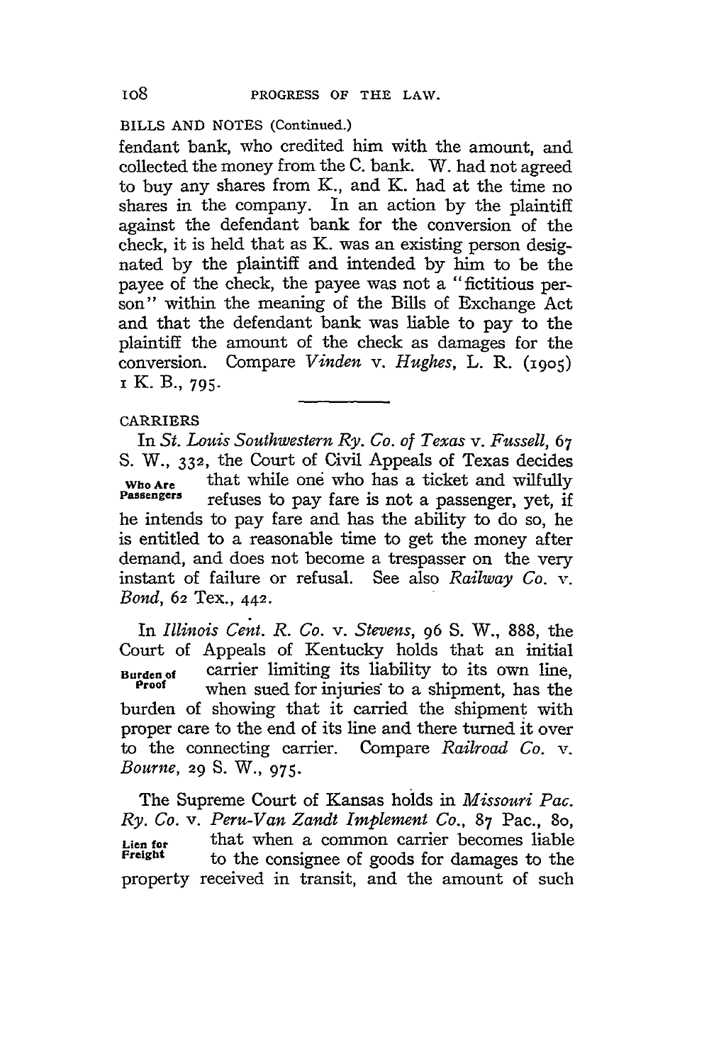BILLS AND NOTES (Continued.)

fendant bank, who credited him with the amount, and collected the money from the C. bank. W. had not agreed to buy any shares from K., and K. had at the time no shares in the company. In an action by the plaintiff against the defendant bank for the conversion of the check, it is held that as K. was an existing person designated by the plaintiff and intended by him to be the payee of the check, the payee was not a "fictitious person" within the meaning of the Bills of Exchange Act and that the defendant bank was liable to pay to the plaintiff the amount of the check as damages for the conversion. Compare *Vinden* v. *Hughes*, L. R. (1905) 1 K. B., 795.

---

CARRIERS

**Who Are Passengers**

In *St. Louis Southwestern Ry. Co. of Texas* v. *Fussell*, 67 S. W., 332, the Court of Civil Appeals of Texas decides that while one who has a ticket and wilfully refuses to pay fare is not a passenger, yet, if he intends to pay fare and has the ability to do so, he is entitled to a reasonable time to get the money after demand, and does not become a trespasser on the very instant of failure or refusal. See also *Railway Co.* v. *Bond*, 62 Tex., 442.

**Burden of Proof**

In *Illinois Cent. R. Co.* v. *Stevens*, 96 S. W., 888, the Court of Appeals of Kentucky holds that an initial carrier limiting its liability to its own line, when sued for injuries to a shipment, has the burden of showing that it carried the shipment with proper care to the end of its line and there turned it over to the connecting carrier. Compare *Railroad Co.* v. *Bourne*, 29 S. W., 975.

**Lien for Freight**

The Supreme Court of Kansas holds in *Missouri Pac. Ry. Co.* v. *Peru-Van Zandt Implement Co.*, 87 Pac., 80, that when a common carrier becomes liable to the consignee of goods for damages to the property received in transit, and the amount of such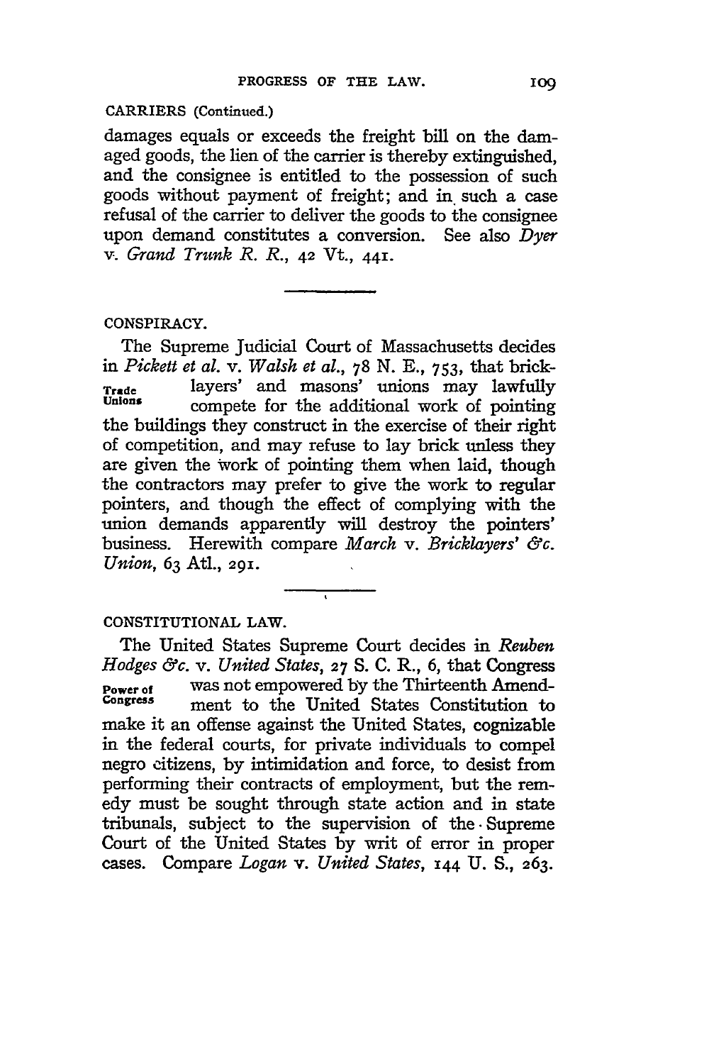CARRIERS (Continued.)

damages equals or exceeds the freight bill on the damaged goods, the lien of the carrier is thereby extinguished, and the consignee is entitled to the possession of such goods without payment of freight; and in such a case refusal of the carrier to deliver the goods to the consignee upon demand constitutes a conversion. See also *Dyer v. Grand Trunk R. R.*, 42 Vt., 441.

---

CONSPIRACY.

**Trade Unions**

The Supreme Judicial Court of Massachusetts decides in *Pickett et al.* v. *Walsh et al.*, 78 N. E., 753, that bricklayers' and masons' unions may lawfully compete for the additional work of pointing the buildings they construct in the exercise of their right of competition, and may refuse to lay brick unless they are given the work of pointing them when laid, though the contractors may prefer to give the work to regular pointers, and though the effect of complying with the union demands apparently will destroy the pointers' business. Herewith compare *March* v. *Bricklayers' &c. Union*, 63 Atl., 291.

---

CONSTITUTIONAL LAW.

**Power of Congress**

The United States Supreme Court decides in *Reuben Hodges &c.* v. *United States*, 27 S. C. R., 6, that Congress was not empowered by the Thirteenth Amendment to the United States Constitution to make it an offense against the United States, cognizable in the federal courts, for private individuals to compel negro citizens, by intimidation and force, to desist from performing their contracts of employment, but the remedy must be sought through state action and in state tribunals, subject to the supervision of the Supreme Court of the United States by writ of error in proper cases. Compare *Logan* v. *United States*, 144 U. S., 263.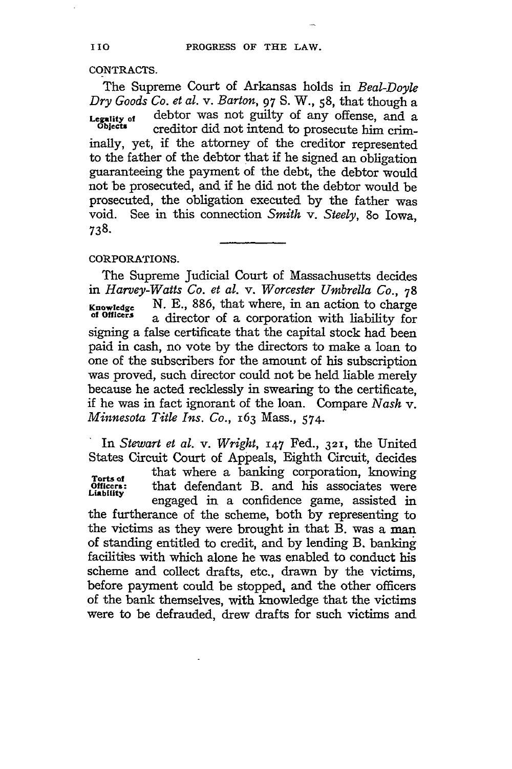## CONTRACTS.

The Supreme Court of Arkansas holds in *Beal-Doyle Dry Goods Co. et al.* v. *Barton*, 97 S. W., 58, that though a debtor was not guilty of any offense, and a creditor did not intend to prosecute him criminally, yet, if the attorney of the creditor represented to the father of the debtor that if he signed an obligation guaranteeing the payment of the debt, the debtor would not be prosecuted, and if he did not the debtor would be prosecuted, the obligation executed by the father was void. See in this connection *Smith* v. *Steely*, 80 Iowa, 738.

**Legality of Objects**

## CORPORATIONS.

The Supreme Judicial Court of Massachusetts decides in *Harvey-Watts Co. et al.* v. *Worcester Umbrella Co.*, 78 N. E., 886, that where, in an action to charge a director of a corporation with liability for signing a false certificate that the capital stock had been paid in cash, no vote by the directors to make a loan to one of the subscribers for the amount of his subscription was proved, such director could not be held liable merely because he acted recklessly in swearing to the certificate, if he was in fact ignorant of the loan. Compare *Nash* v. *Minnesota Title Ins. Co.*, 163 Mass., 574.

**Knowledge of Officers**

In *Stewart et al.* v. *Wright*, 147 Fed., 321, the United States Circuit Court of Appeals, Eighth Circuit, decides that where a banking corporation, knowing that defendant B. and his associates were engaged in a confidence game, assisted in the furtherance of the scheme, both by representing to the victims as they were brought in that B. was a man of standing entitled to credit, and by lending B. banking facilities with which alone he was enabled to conduct his scheme and collect drafts, etc., drawn by the victims, before payment could be stopped, and the other officers of the bank themselves, with knowledge that the victims were to be defrauded, drew drafts for such victims and

**Torts of Officers: Liability**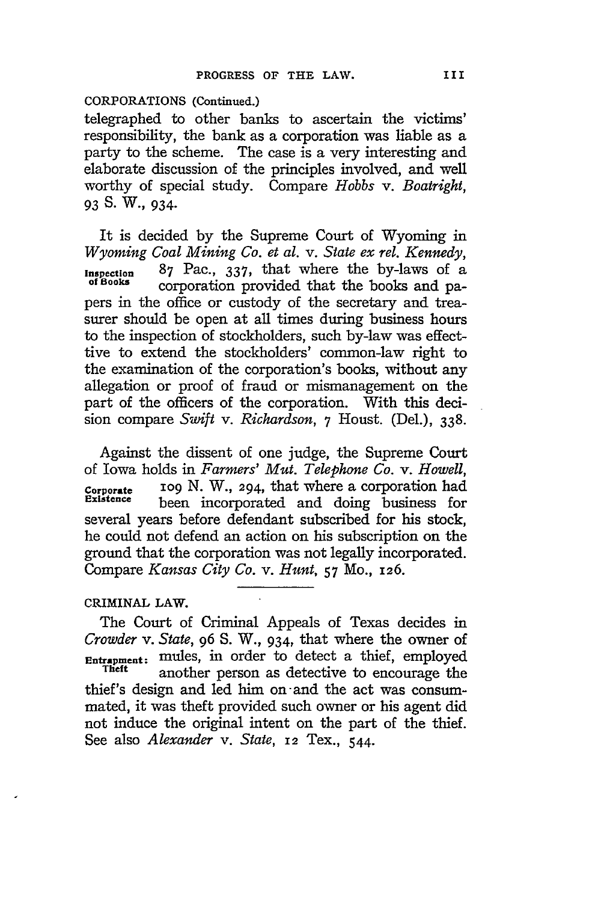CORPORATIONS (Continued.)

telegraphed to other banks to ascertain the victims' responsibility, the bank as a corporation was liable as a party to the scheme. The case is a very interesting and elaborate discussion of the principles involved, and well worthy of special study. Compare *Hobbs* v. *Boatright*, 93 S. W., 934.

**Inspection of Books**

It is decided by the Supreme Court of Wyoming in *Wyoming Coal Mining Co. et al.* v. *State ex rel. Kennedy*, 87 Pac., 337, that where the by-laws of a corporation provided that the books and papers in the office or custody of the secretary and treasurer should be open at all times during business hours to the inspection of stockholders, such by-law was effecttive to extend the stockholders' common-law right to the examination of the corporation's books, without any allegation or proof of fraud or mismanagement on the part of the officers of the corporation. With this decision compare *Swift* v. *Richardson*, 7 Houst. (Del.), 338.

**Corporate Existence**

Against the dissent of one judge, the Supreme Court of Iowa holds in *Farmers' Mut. Telephone Co.* v. *Howell*, 109 N. W., 294, that where a corporation had been incorporated and doing business for several years before defendant subscribed for his stock, he could not defend an action on his subscription on the ground that the corporation was not legally incorporated. Compare *Kansas City Co.* v. *Hunt*, 57 Mo., 126.

---

CRIMINAL LAW.

**Entrapment: Theft**

The Court of Criminal Appeals of Texas decides in *Crowder* v. *State*, 96 S. W., 934, that where the owner of mules, in order to detect a thief, employed another person as detective to encourage the thief's design and led him on and the act was consummated, it was theft provided such owner or his agent did not induce the original intent on the part of the thief. See also *Alexander* v. *State*, 12 Tex., 544.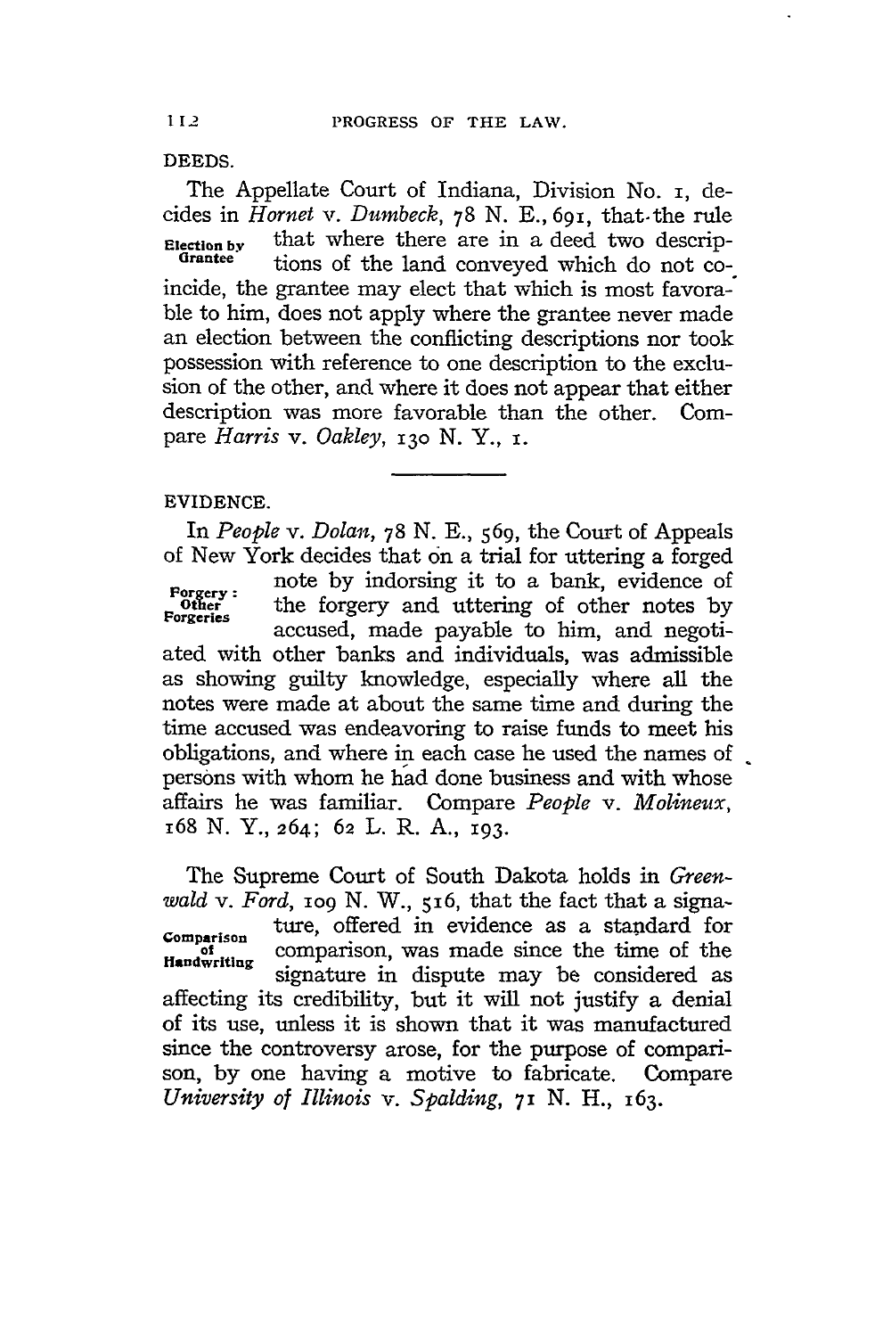## DEEDS.

**Election by Grantee**

The Appellate Court of Indiana, Division No. 1, decides in *Hornet* v. *Dumbeck*, 78 N. E., 691, that the rule that where there are in a deed two descriptions of the land conveyed which do not coincide, the grantee may elect that which is most favorable to him, does not apply where the grantee never made an election between the conflicting descriptions nor took possession with reference to one description to the exclusion of the other, and where it does not appear that either description was more favorable than the other. Compare *Harris* v. *Oakley*, 130 N. Y., 1.

---

## EVIDENCE.

**Forgery: Other Forgeries**

In *People* v. *Dolan*, 78 N. E., 569, the Court of Appeals of New York decides that on a trial for uttering a forged note by indorsing it to a bank, evidence of the forgery and uttering of other notes by accused, made payable to him, and negotiated with other banks and individuals, was admissible as showing guilty knowledge, especially where all the notes were made at about the same time and during the time accused was endeavoring to raise funds to meet his obligations, and where in each case he used the names of persons with whom he had done business and with whose affairs he was familiar. Compare *People* v. *Molineux*, 168 N. Y., 264; 62 L. R. A., 193.

**Comparison of Handwriting**

The Supreme Court of South Dakota holds in *Greenwald* v. *Ford*, 109 N. W., 516, that the fact that a signature, offered in evidence as a standard for comparison, was made since the time of the signature in dispute may be considered as affecting its credibility, but it will not justify a denial of its use, unless it is shown that it was manufactured since the controversy arose, for the purpose of comparison, by one having a motive to fabricate. Compare *University of Illinois* v. *Spalding*, 71 N. H., 163.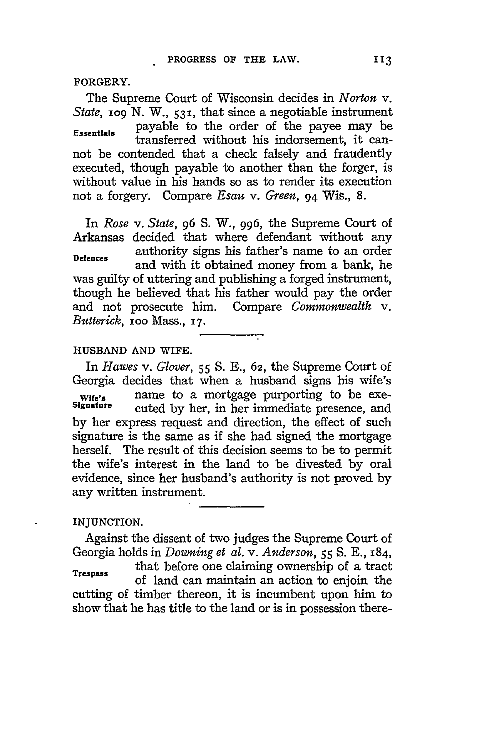## FORGERY.

The Supreme Court of Wisconsin decides in *Norton* v. *State*, 109 N. W., 531, that since a negotiable instrument payable to the order of the payee may be transferred without his indorsement, it cannot be contended that a check falsely and fraudently executed, though payable to another than the forger, is without value in his hands so as to render its execution not a forgery. Compare *Esau* v. *Green*, 94 Wis., 8.

**Essentials**

In *Rose* v. *State*, 96 S. W., 996, the Supreme Court of Arkansas decided that where defendant without any authority signs his father's name to an order and with it obtained money from a bank, he was guilty of uttering and publishing a forged instrument, though he believed that his father would pay the order and not prosecute him. Compare *Commonwealth* v. *Butterick*, 100 Mass., 17.

**Defences**

## HUSBAND AND WIFE.

In *Hawes* v. *Glover*, 55 S. E., 62, the Supreme Court of Georgia decides that when a husband signs his wife's name to a mortgage purporting to be executed by her, in her immediate presence, and by her express request and direction, the effect of such signature is the same as if she had signed the mortgage herself. The result of this decision seems to be to permit the wife's interest in the land to be divested by oral evidence, since her husband's authority is not proved by any written instrument.

**Wife's Signature**

## INJUNCTION.

Against the dissent of two judges the Supreme Court of Georgia holds in *Downing et al.* v. *Anderson*, 55 S. E., 184, that before one claiming ownership of a tract of land can maintain an action to enjoin the cutting of timber thereon, it is incumbent upon him to show that he has title to the land or is in possession there-

**Trespass**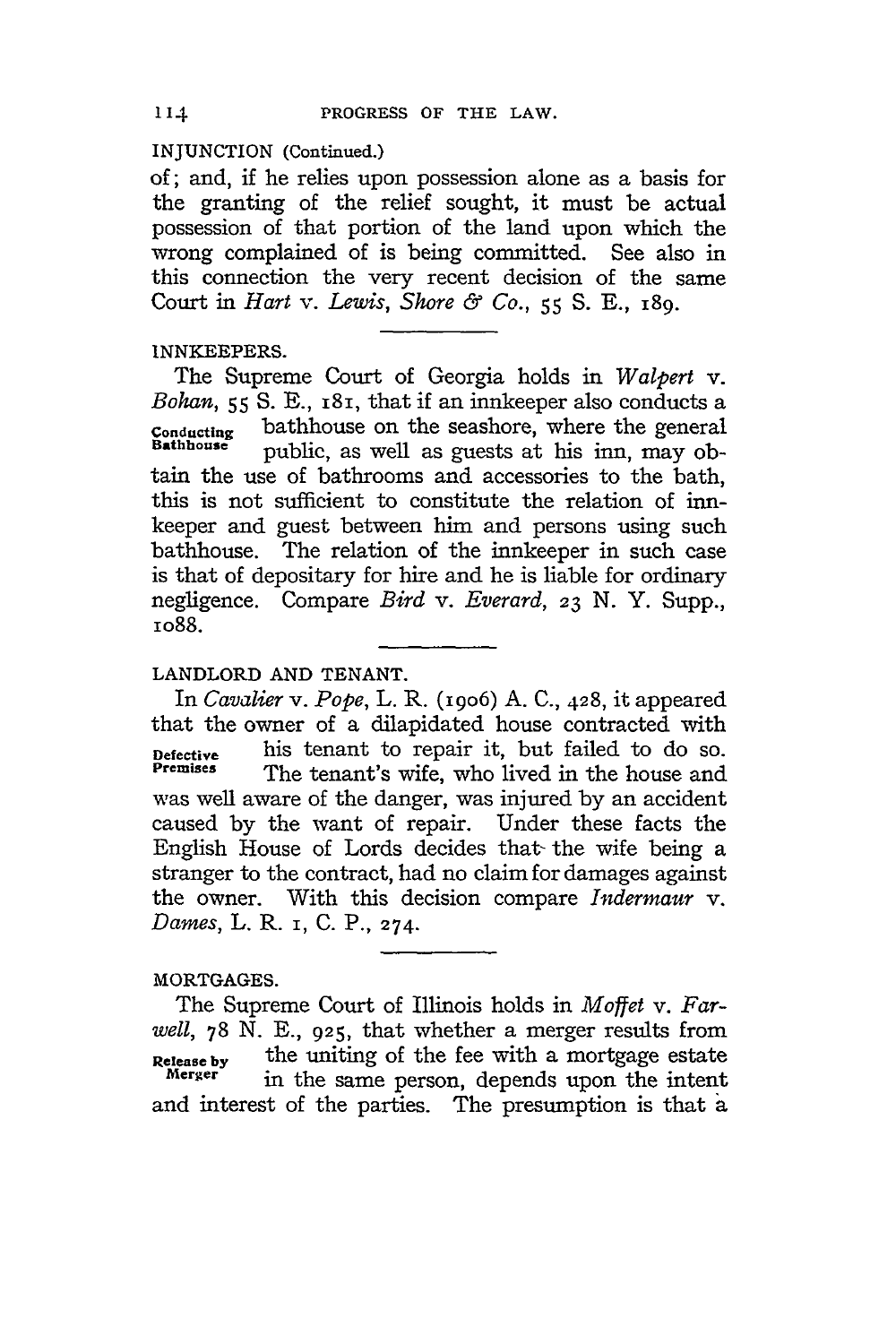INJUNCTION (Continued.)

of; and, if he relies upon possession alone as a basis for the granting of the relief sought, it must be actual possession of that portion of the land upon which the wrong complained of is being committed. See also in this connection the very recent decision of the same Court in *Hart* v. *Lewis, Shore & Co.*, 55 S. E., 189.

## INNKEEPERS.

**Conducting Bathhouse**

The Supreme Court of Georgia holds in *Walpert* v. *Bohan*, 55 S. E., 181, that if an innkeeper also conducts a bathhouse on the seashore, where the general public, as well as guests at his inn, may obtain the use of bathrooms and accessories to the bath, this is not sufficient to constitute the relation of innkeeper and guest between him and persons using such bathhouse. The relation of the innkeeper in such case is that of depositary for hire and he is liable for ordinary negligence. Compare *Bird* v. *Everard*, 23 N. Y. Supp., 1088.

## LANDLORD AND TENANT.

**Defective Premises**

In *Cavalier* v. *Pope*, L. R. (1906) A. C., 428, it appeared that the owner of a dilapidated house contracted with his tenant to repair it, but failed to do so. The tenant's wife, who lived in the house and was well aware of the danger, was injured by an accident caused by the want of repair. Under these facts the English House of Lords decides that the wife being a stranger to the contract, had no claim for damages against the owner. With this decision compare *Indermaur* v. *Dames*, L. R. 1, C. P., 274.

## MORTGAGES.

**Release by Merger**

The Supreme Court of Illinois holds in *Moffet* v. *Farwell*, 78 N. E., 925, that whether a merger results from the uniting of the fee with a mortgage estate in the same person, depends upon the intent and interest of the parties. The presumption is that a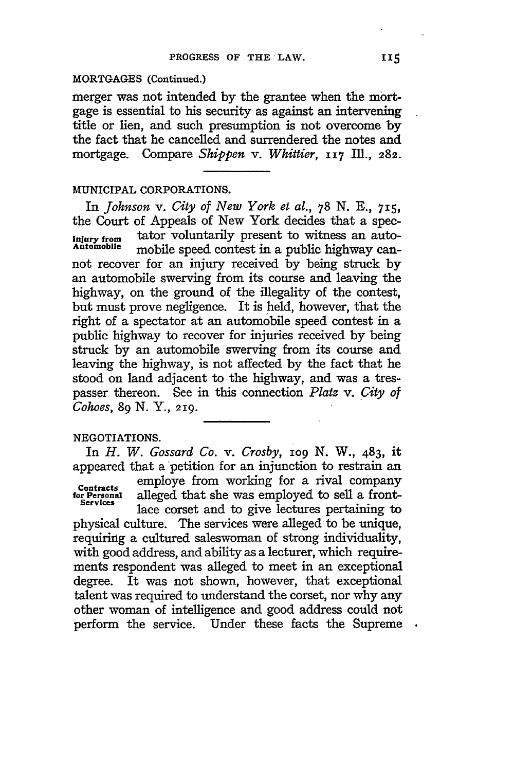MORTGAGES (Continued.)

merger was not intended by the grantee when the mortgage is essential to his security as against an intervening title or lien, and such presumption is not overcome by the fact that he cancelled and surrendered the notes and mortgage. Compare *Shippen* v. *Whittier*, 117 Ill., 282.

MUNICIPAL CORPORATIONS.

**Injury from Automobile**

In *Johnson* v. *City of New York et al.*, 78 N. E., 715, the Court of Appeals of New York decides that a spectator voluntarily present to witness an automobile speed contest in a public highway cannot recover for an injury received by being struck by an automobile swerving from its course and leaving the highway, on the ground of the illegality of the contest, but must prove negligence. It is held, however, that the right of a spectator at an automobile speed contest in a public highway to recover for injuries received by being struck by an automobile swerving from its course and leaving the highway, is not affected by the fact that he stood on land adjacent to the highway, and was a trespasser thereon. See in this connection *Platz* v. *City of Cohoes*, 89 N. Y., 219.

NEGOTIATIONS.

**Contracts for Personal Services**

In *H. W. Gossard Co.* v. *Crosby*, 109 N. W., 483, it appeared that a petition for an injunction to restrain an employe from working for a rival company alleged that she was employed to sell a front-lace corset and to give lectures pertaining to physical culture. The services were alleged to be unique, requiring a cultured saleswoman of strong individuality, with good address, and ability as a lecturer, which requirements respondent was alleged to meet in an exceptional degree. It was not shown, however, that exceptional talent was required to understand the corset, nor why any other woman of intelligence and good address could not perform the service. Under these facts the Supreme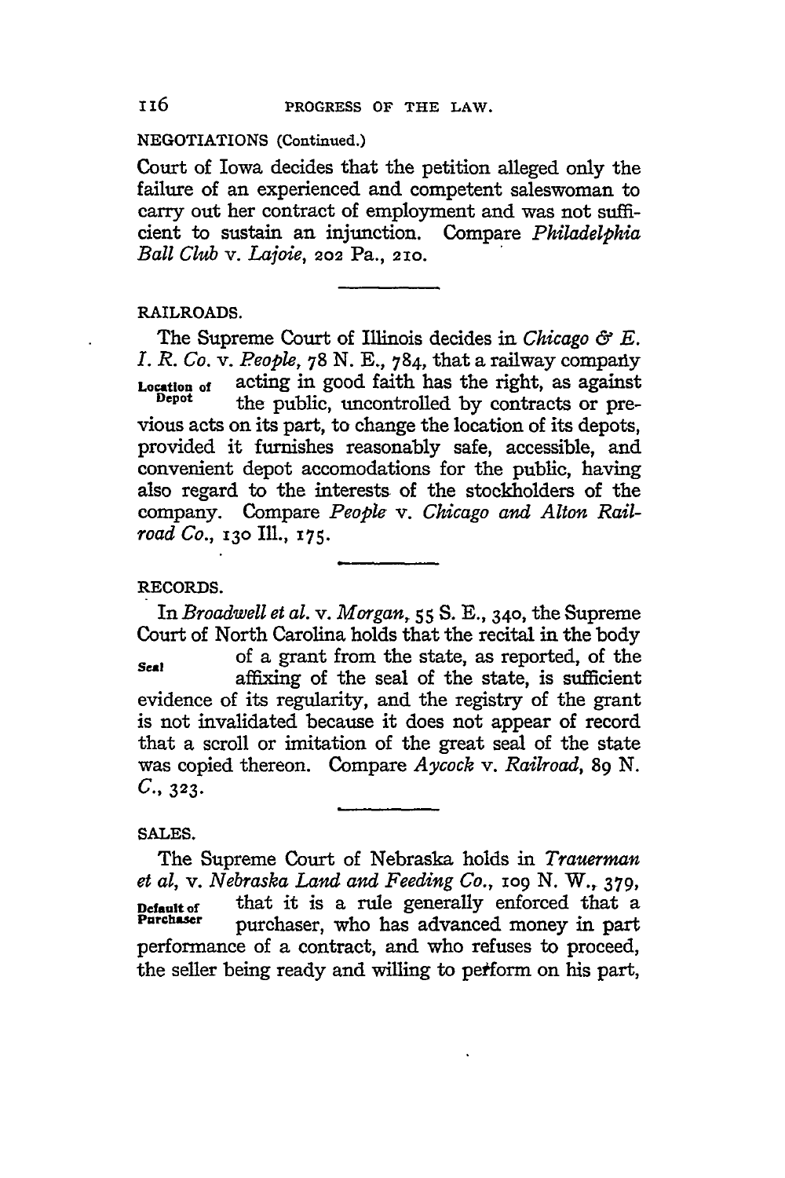NEGOTIATIONS (Continued.)

Court of Iowa decides that the petition alleged only the failure of an experienced and competent saleswoman to carry out her contract of employment and was not sufficient to sustain an injunction. Compare *Philadelphia Ball Club* v. *Lajoie*, 202 Pa., 210.

RAILROADS.

**Location of Depot**

The Supreme Court of Illinois decides in *Chicago & E. I. R. Co.* v. *People*, 78 N. E., 784, that a railway company acting in good faith has the right, as against the public, uncontrolled by contracts or previous acts on its part, to change the location of its depots, provided it furnishes reasonably safe, accessible, and convenient depot accomodations for the public, having also regard to the interests of the stockholders of the company. Compare *People* v. *Chicago and Alton Railroad Co.*, 130 Ill., 175.

RECORDS.

**Seal**

In *Broadwell et al.* v. *Morgan*, 55 S. E., 340, the Supreme Court of North Carolina holds that the recital in the body of a grant from the state, as reported, of the affixing of the seal of the state, is sufficient evidence of its regularity, and the registry of the grant is not invalidated because it does not appear of record that a scroll or imitation of the great seal of the state was copied thereon. Compare *Aycock* v. *Railroad*, 89 N. C., 323.

SALES.

**Default of Purchaser**

The Supreme Court of Nebraska holds in *Trauerman et al*, v. *Nebraska Land and Feeding Co.*, 109 N. W., 379, that it is a rule generally enforced that a purchaser, who has advanced money in part performance of a contract, and who refuses to proceed, the seller being ready and willing to perform on his part,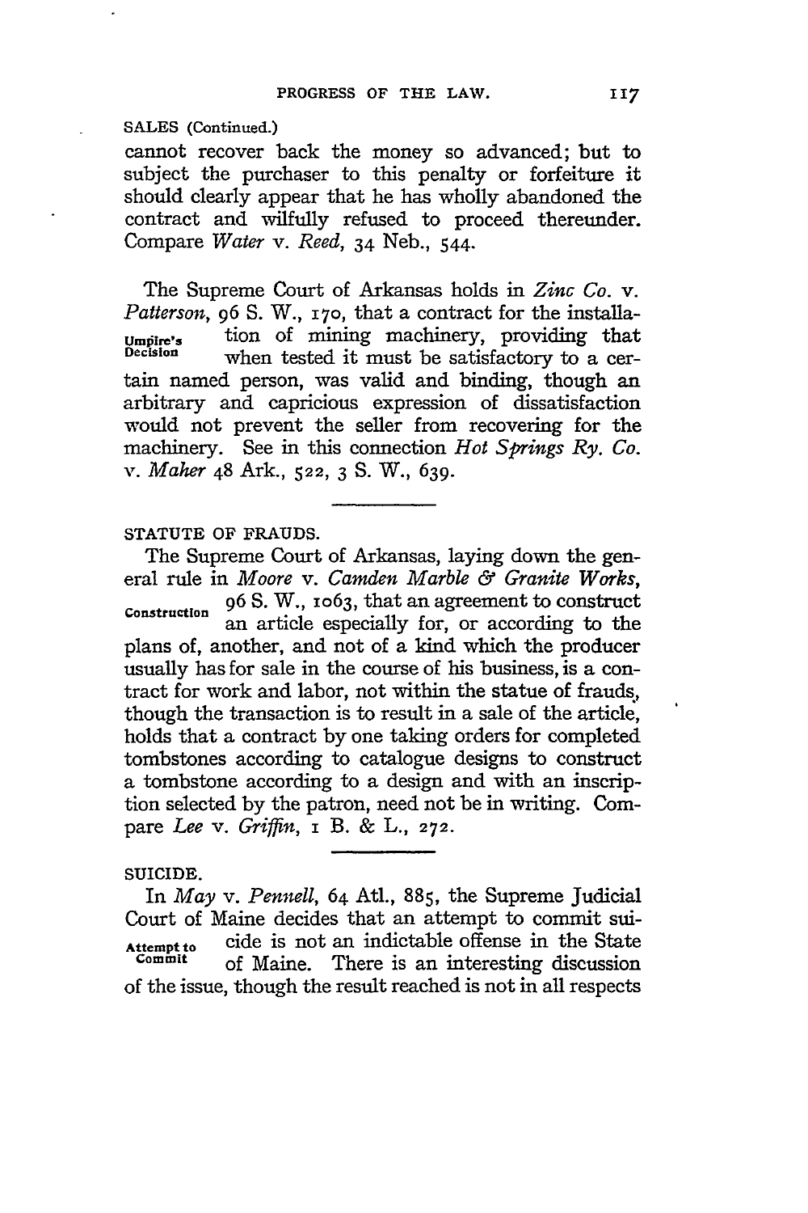SALES (Continued.)

cannot recover back the money so advanced; but to subject the purchaser to this penalty or forfeiture it should clearly appear that he has wholly abandoned the contract and wilfully refused to proceed thereunder. Compare *Water* v. *Reed*, 34 Neb., 544.

The Supreme Court of Arkansas holds in *Zinc Co.* v. *Patterson*, 96 S. W., 170, that a contract for the installation of mining machinery, providing that when tested it must be satisfactory to a certain named person, was valid and binding, though an arbitrary and capricious expression of dissatisfaction would not prevent the seller from recovering for the machinery. See in this connection *Hot Springs Ry. Co.* v. *Maher* 48 Ark., 522, 3 S. W., 639.

Umpire's Decision

## STATUTE OF FRAUDS.

The Supreme Court of Arkansas, laying down the general rule in *Moore* v. *Camden Marble & Granite Works*, 96 S. W., 1063, that an agreement to construct an article especially for, or according to the plans of, another, and not of a kind which the producer usually has for sale in the course of his business, is a contract for work and labor, not within the statue of frauds, though the transaction is to result in a sale of the article, holds that a contract by one taking orders for completed tombstones according to catalogue designs to construct a tombstone according to a design and with an inscription selected by the patron, need not be in writing. Compare *Lee* v. *Griffin*, 1 B. & L., 272.

Construction

## SUICIDE.

In *May* v. *Pennell*, 64 Atl., 885, the Supreme Judicial Court of Maine decides that an attempt to commit suicide is not an indictable offense in the State of Maine. There is an interesting discussion of the issue, though the result reached is not in all respects

Attempt to Commit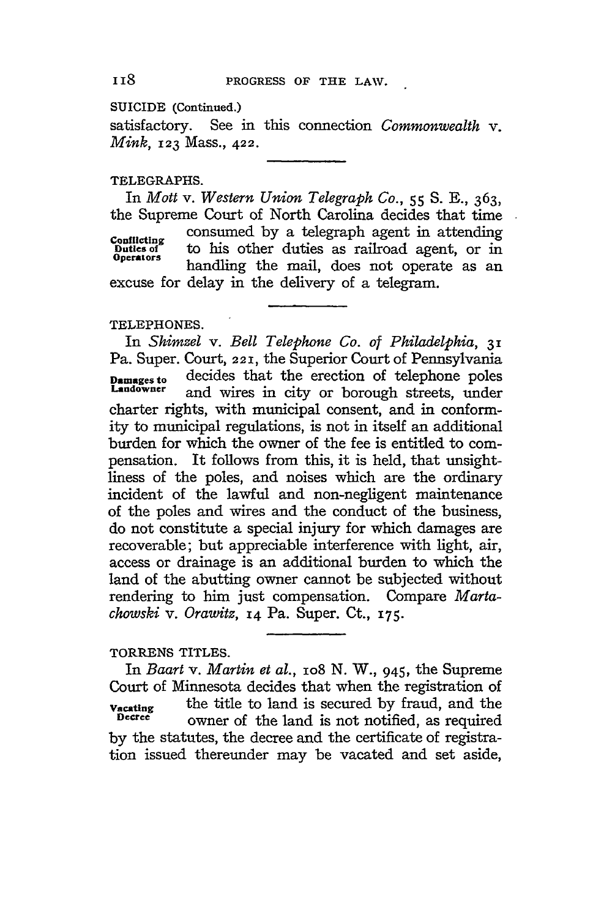SUICIDE (Continued.)

satisfactory. See in this connection *Commonwealth* v. *Mink*, 123 Mass., 422.

TELEGRAPHS.

Conflicting Duties of Operators

In *Mott* v. *Western Union Telegraph Co.*, 55 S. E., 363, the Supreme Court of North Carolina decides that time consumed by a telegraph agent in attending to his other duties as railroad agent, or in handling the mail, does not operate as an excuse for delay in the delivery of a telegram.

TELEPHONES.

Damages to Landowner

In *Shimzel* v. *Bell Telephone Co. of Philadelphia*, 31 Pa. Super. Court, 221, the Superior Court of Pennsylvania decides that the erection of telephone poles and wires in city or borough streets, under charter rights, with municipal consent, and in conformity to municipal regulations, is not in itself an additional burden for which the owner of the fee is entitled to compensation. It follows from this, it is held, that unsightliness of the poles, and noises which are the ordinary incident of the lawful and non-negligent maintenance of the poles and wires and the conduct of the business, do not constitute a special injury for which damages are recoverable; but appreciable interference with light, air, access or drainage is an additional burden to which the land of the abutting owner cannot be subjected without rendering to him just compensation. Compare *Martachowski* v. *Orawitz*, 14 Pa. Super. Ct., 175.

TORRENS TITLES.

Vacating Decree

In *Baart* v. *Martin et al.*, 108 N. W., 945, the Supreme Court of Minnesota decides that when the registration of the title to land is secured by fraud, and the owner of the land is not notified, as required by the statutes, the decree and the certificate of registration issued thereunder may be vacated and set aside,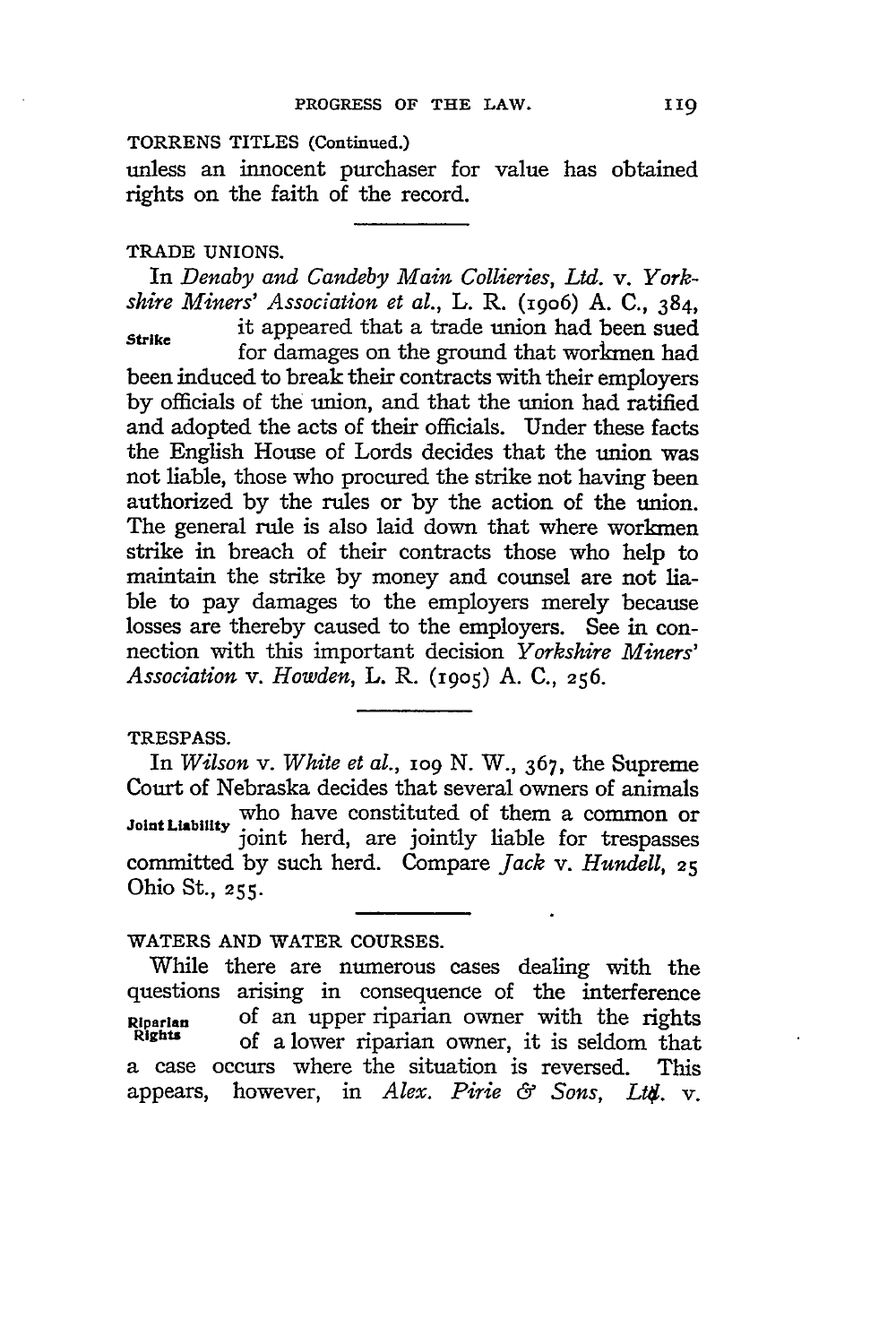TORRENS TITLES (Continued.)

unless an innocent purchaser for value has obtained rights on the faith of the record.

TRADE UNIONS.

Strike

In *Denaby and Candeby Main Collieries, Ltd.* v. *Yorkshire Miners' Association et al.*, L. R. (1906) A. C., 384, it appeared that a trade union had been sued for damages on the ground that workmen had been induced to break their contracts with their employers by officials of the union, and that the union had ratified and adopted the acts of their officials. Under these facts the English House of Lords decides that the union was not liable, those who procured the strike not having been authorized by the rules or by the action of the union. The general rule is also laid down that where workmen strike in breach of their contracts those who help to maintain the strike by money and counsel are not liable to pay damages to the employers merely because losses are thereby caused to the employers. See in connection with this important decision *Yorkshire Miners' Association* v. *Howden*, L. R. (1905) A. C., 256.

TRESPASS.

Joint Liability

In *Wilson* v. *White et al.*, 109 N. W., 367, the Supreme Court of Nebraska decides that several owners of animals who have constituted of them a common or joint herd, are jointly liable for trespasses committed by such herd. Compare *Jack* v. *Hundell*, 25 Ohio St., 255.

WATERS AND WATER COURSES.

Riparian Rights

While there are numerous cases dealing with the questions arising in consequence of the interference of an upper riparian owner with the rights of a lower riparian owner, it is seldom that a case occurs where the situation is reversed. This appears, however, in *Alex. Pirie & Sons, Ltd.* v.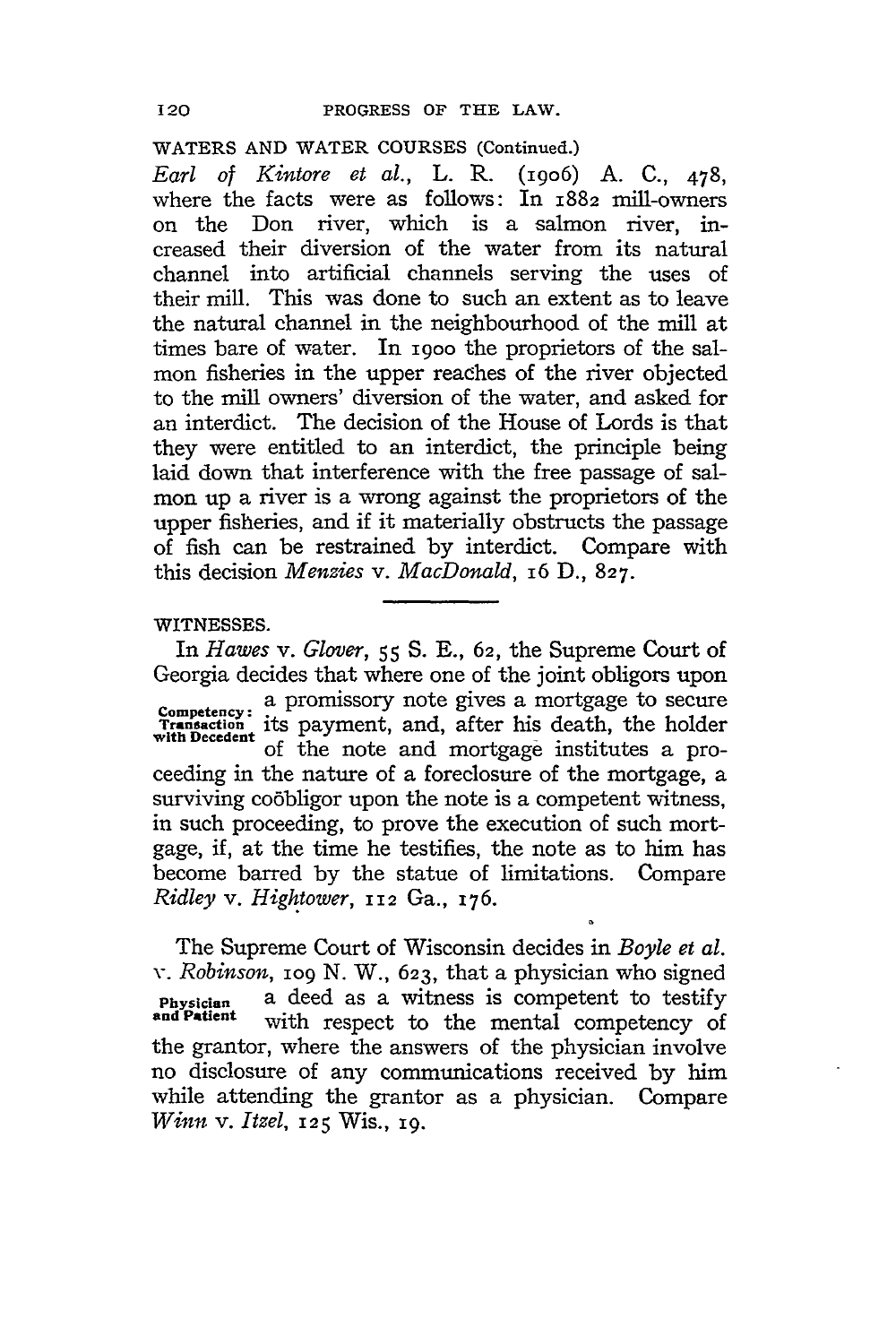WATERS AND WATER COURSES (Continued.)

*Earl of Kintore et al.*, L. R. (1906) A. C., 478, where the facts were as follows: In 1882 mill-owners on the Don river, which is a salmon river, increased their diversion of the water from its natural channel into artificial channels serving the uses of their mill. This was done to such an extent as to leave the natural channel in the neighbourhood of the mill at times bare of water. In 1900 the proprietors of the salmon fisheries in the upper reaches of the river objected to the mill owners' diversion of the water, and asked for an interdict. The decision of the House of Lords is that they were entitled to an interdict, the principle being laid down that interference with the free passage of salmon up a river is a wrong against the proprietors of the upper fisheries, and if it materially obstructs the passage of fish can be restrained by interdict. Compare with this decision *Menzies* v. *MacDonald*, 16 D., 827.

---

WITNESSES.

**Competency: Transaction with Decedent**

In *Hawes* v. *Glover*, 55 S. E., 62, the Supreme Court of Georgia decides that where one of the joint obligors upon a promissory note gives a mortgage to secure its payment, and, after his death, the holder of the note and mortgage institutes a proceeding in the nature of a foreclosure of the mortgage, a surviving coöbligor upon the note is a competent witness, in such proceeding, to prove the execution of such mortgage, if, at the time he testifies, the note as to him has become barred by the statue of limitations. Compare *Ridley* v. *Hightower*, 112 Ga., 176.

**Physician and Patient**

The Supreme Court of Wisconsin decides in *Boyle et al.* v. *Robinson*, 109 N. W., 623, that a physician who signed a deed as a witness is competent to testify with respect to the mental competency of the grantor, where the answers of the physician involve no disclosure of any communications received by him while attending the grantor as a physician. Compare *Winn* v. *Itzel*, 125 Wis., 19.